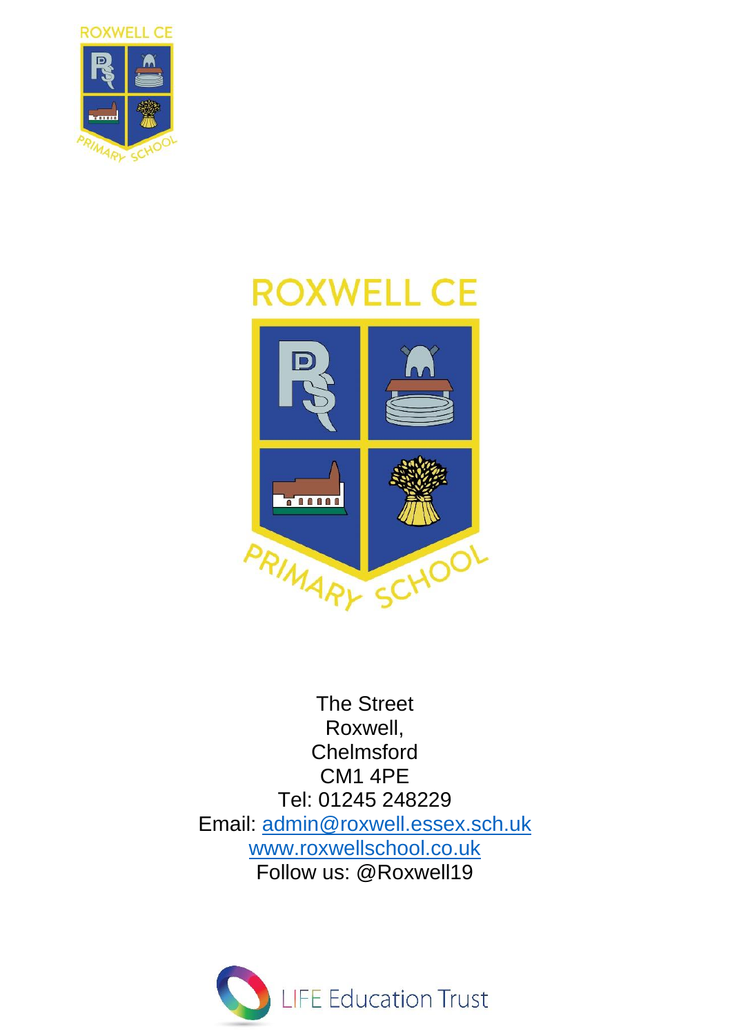ROXWELL CE

PRIMARY SCHOOL

# ROXWELL CE PRIMARY SCHOOL

The Street
Roxwell,
Chelmsford
CM1 4PE
Tel: 01245 248229
Email: admin@roxwell.essex.sch.uk
www.roxwellschool.co.uk
Follow us: @Roxwell19

LIFE Education Trust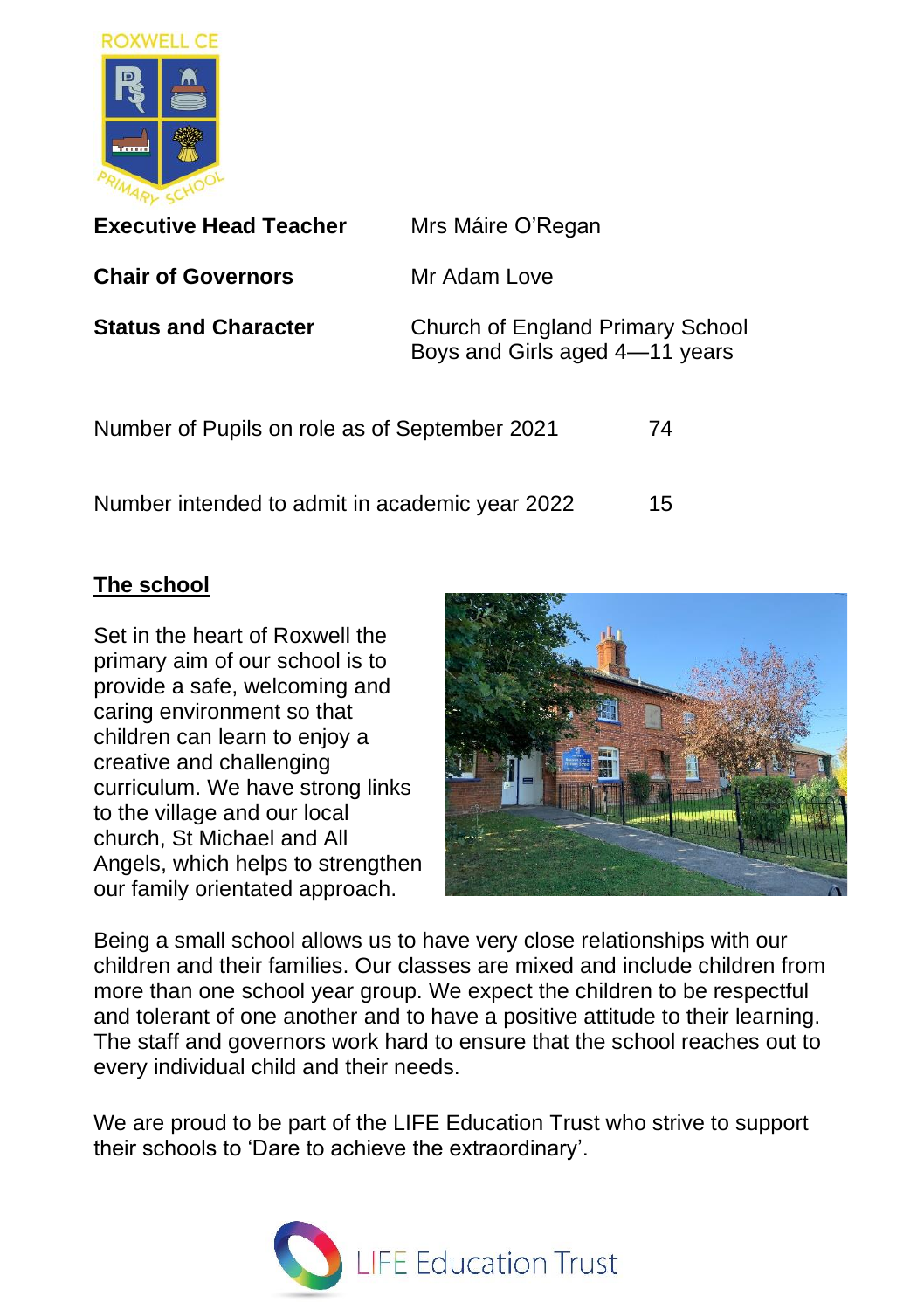ROXWELL CE PRIMARY SCHOOL

| | |
|---|---|
| **Executive Head Teacher** | Mrs Máire O'Regan |
| **Chair of Governors** | Mr Adam Love |
| **Status and Character** | Church of England Primary School<br>Boys and Girls aged 4—11 years |

| | |
|---|---|
| Number of Pupils on role as of September 2021 | 74 |
| Number intended to admit in academic year 2022 | 15 |

## The school

Set in the heart of Roxwell the primary aim of our school is to provide a safe, welcoming and caring environment so that children can learn to enjoy a creative and challenging curriculum. We have strong links to the village and our local church, St Michael and All Angels, which helps to strengthen our family orientated approach.

Being a small school allows us to have very close relationships with our children and their families. Our classes are mixed and include children from more than one school year group. We expect the children to be respectful and tolerant of one another and to have a positive attitude to their learning. The staff and governors work hard to ensure that the school reaches out to every individual child and their needs.

We are proud to be part of the LIFE Education Trust who strive to support their schools to 'Dare to achieve the extraordinary'.

LIFE Education Trust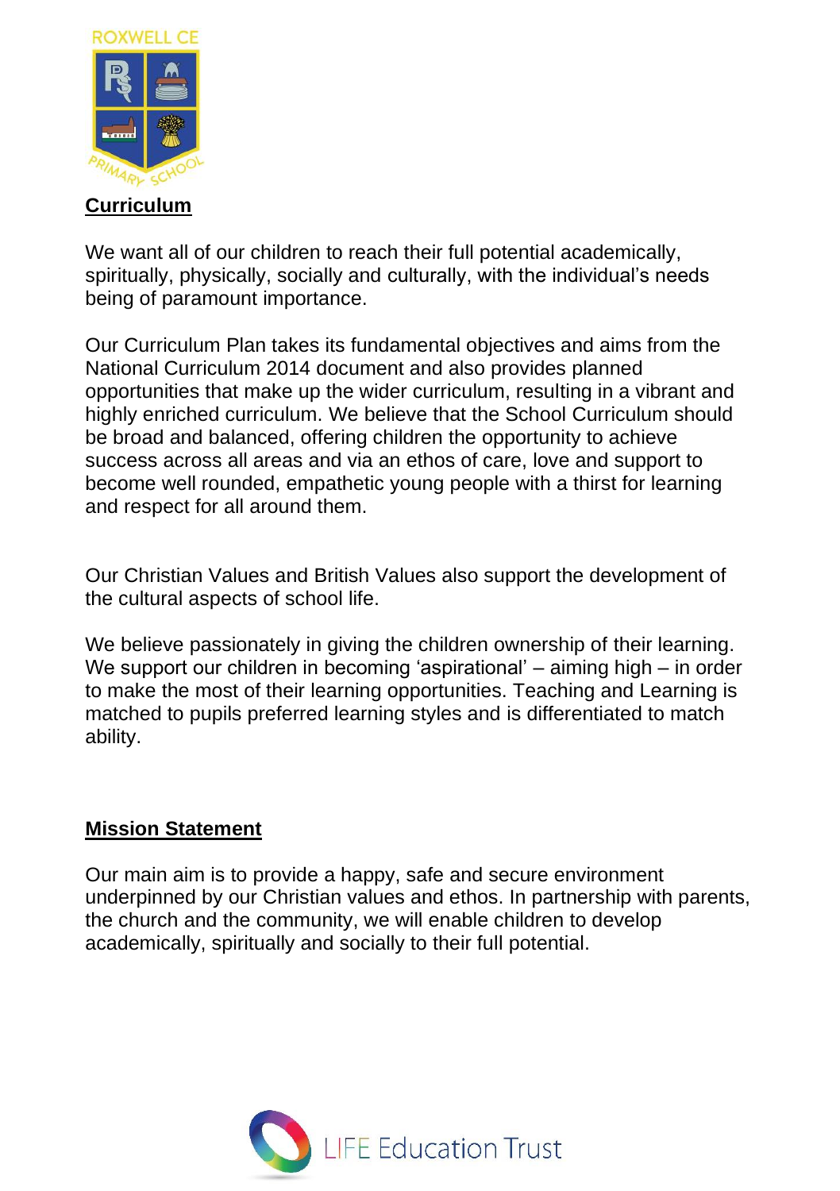## Curriculum

We want all of our children to reach their full potential academically, spiritually, physically, socially and culturally, with the individual's needs being of paramount importance.

Our Curriculum Plan takes its fundamental objectives and aims from the National Curriculum 2014 document and also provides planned opportunities that make up the wider curriculum, resulting in a vibrant and highly enriched curriculum. We believe that the School Curriculum should be broad and balanced, offering children the opportunity to achieve success across all areas and via an ethos of care, love and support to become well rounded, empathetic young people with a thirst for learning and respect for all around them.

Our Christian Values and British Values also support the development of the cultural aspects of school life.

We believe passionately in giving the children ownership of their learning. We support our children in becoming 'aspirational' – aiming high – in order to make the most of their learning opportunities. Teaching and Learning is matched to pupils preferred learning styles and is differentiated to match ability.

## Mission Statement

Our main aim is to provide a happy, safe and secure environment underpinned by our Christian values and ethos. In partnership with parents, the church and the community, we will enable children to develop academically, spiritually and socially to their full potential.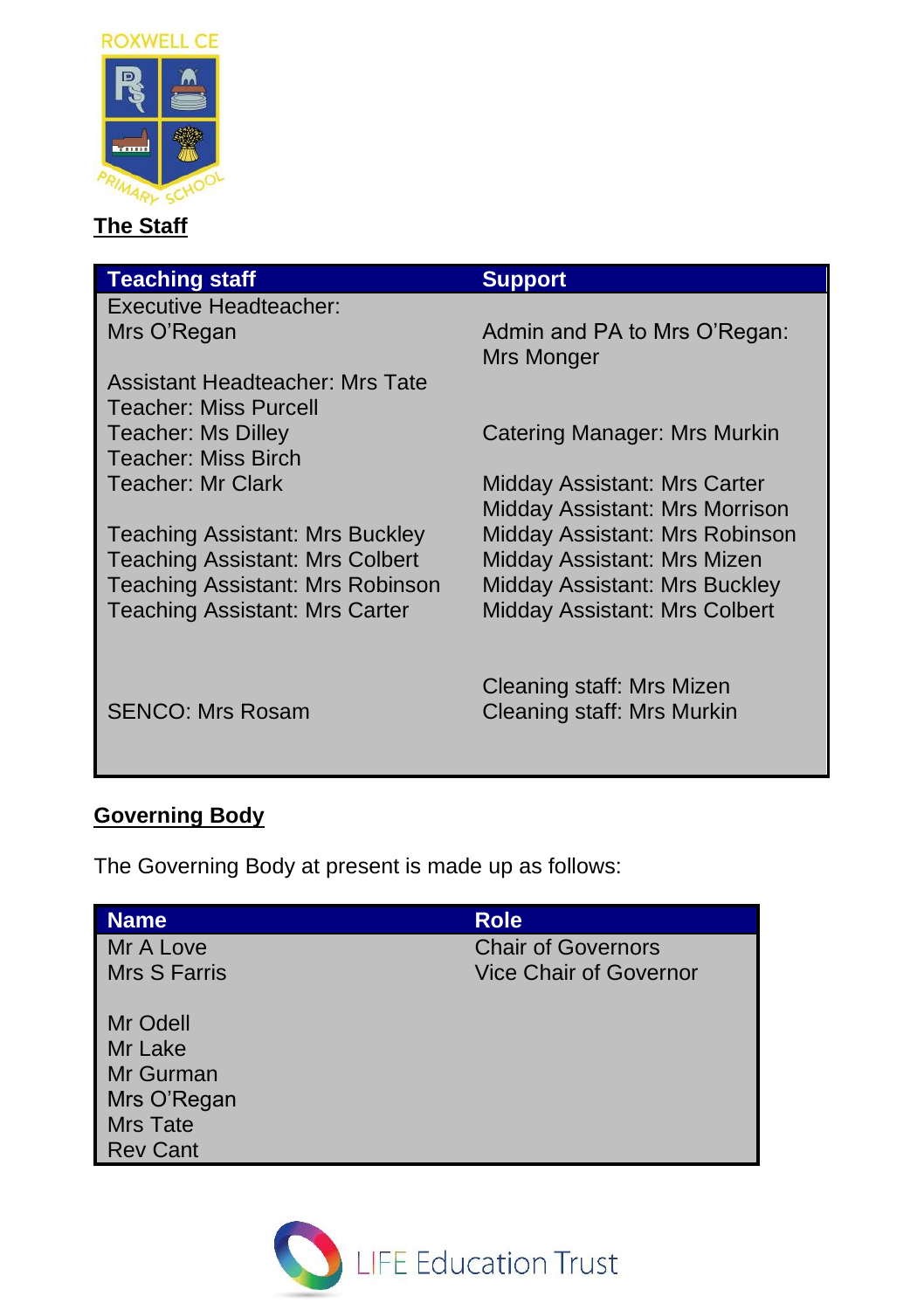ROXWELL CE PRIMARY SCHOOL

## The Staff

| Teaching staff | Support |
| --- | --- |
| Executive Headteacher: Mrs O'Regan | Admin and PA to Mrs O'Regan: Mrs Monger |
| Assistant Headteacher: Mrs Tate | |
| Teacher: Miss Purcell | |
| Teacher: Ms Dilley | Catering Manager: Mrs Murkin |
| Teacher: Miss Birch | |
| Teacher: Mr Clark | Midday Assistant: Mrs Carter |
| | Midday Assistant: Mrs Morrison |
| Teaching Assistant: Mrs Buckley | Midday Assistant: Mrs Robinson |
| Teaching Assistant: Mrs Colbert | Midday Assistant: Mrs Mizen |
| Teaching Assistant: Mrs Robinson | Midday Assistant: Mrs Buckley |
| Teaching Assistant: Mrs Carter | Midday Assistant: Mrs Colbert |
| | Cleaning staff: Mrs Mizen |
| SENCO: Mrs Rosam | Cleaning staff: Mrs Murkin |

## Governing Body

The Governing Body at present is made up as follows:

| Name | Role |
| --- | --- |
| Mr A Love | Chair of Governors |
| Mrs S Farris | Vice Chair of Governor |
| Mr Odell | |
| Mr Lake | |
| Mr Gurman | |
| Mrs O'Regan | |
| Mrs Tate | |
| Rev Cant | |

LIFE Education Trust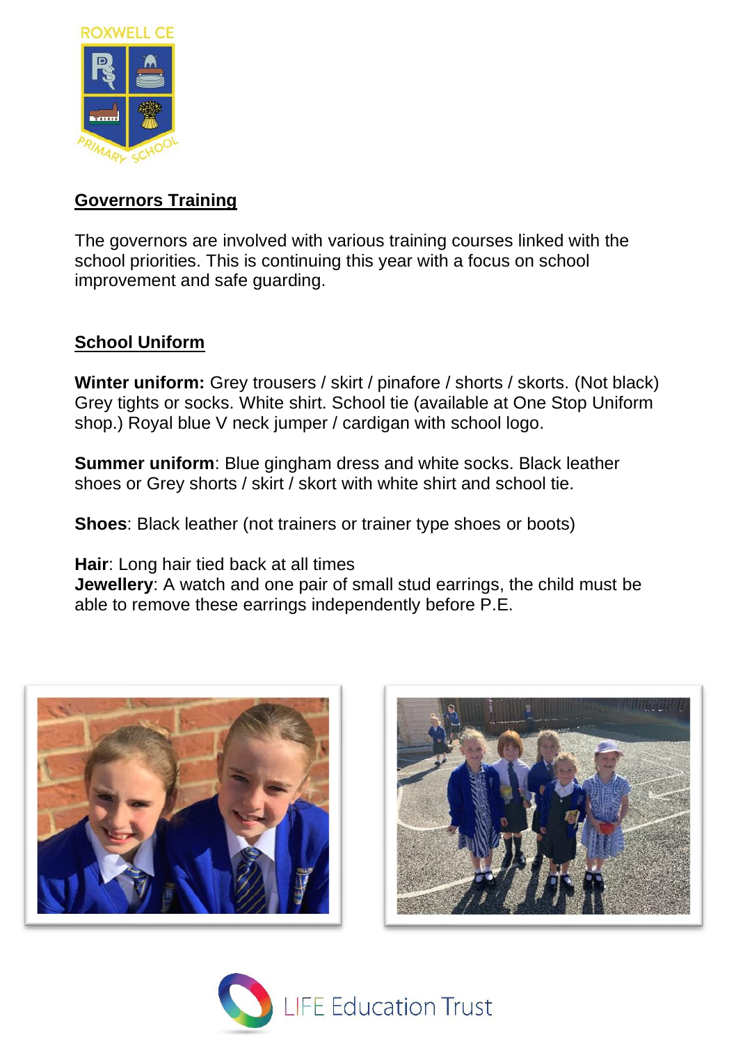## Governors Training

The governors are involved with various training courses linked with the school priorities. This is continuing this year with a focus on school improvement and safe guarding.

## School Uniform

**Winter uniform:** Grey trousers / skirt / pinafore / shorts / skorts. (Not black) Grey tights or socks. White shirt. School tie (available at One Stop Uniform shop.) Royal blue V neck jumper / cardigan with school logo.

**Summer uniform**: Blue gingham dress and white socks. Black leather shoes or Grey shorts / skirt / skort with white shirt and school tie.

**Shoes**: Black leather (not trainers or trainer type shoes or boots)

**Hair**: Long hair tied back at all times
**Jewellery**: A watch and one pair of small stud earrings, the child must be able to remove these earrings independently before P.E.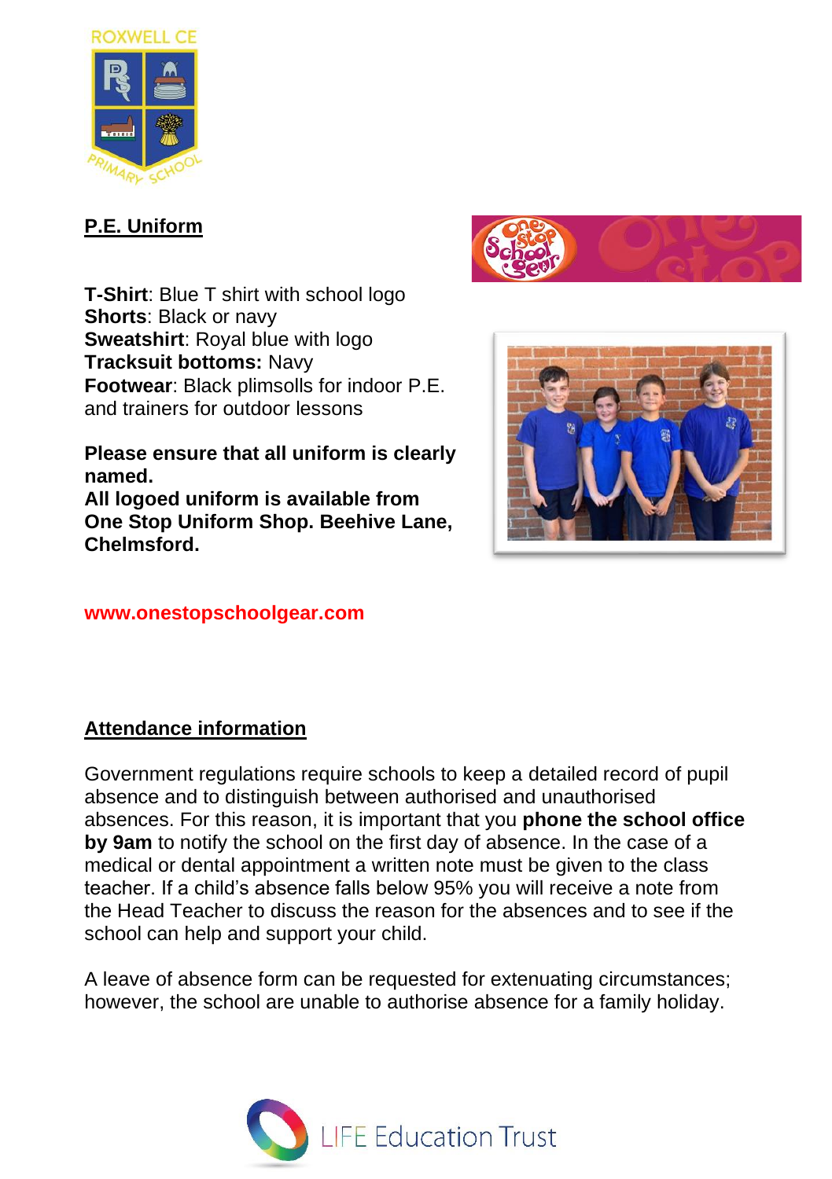## P.E. Uniform

**T-Shirt**: Blue T shirt with school logo
**Shorts**: Black or navy
**Sweatshirt**: Royal blue with logo
**Tracksuit bottoms:** Navy
**Footwear**: Black plimsolls for indoor P.E. and trainers for outdoor lessons

**Please ensure that all uniform is clearly named.**
**All logoed uniform is available from One Stop Uniform Shop. Beehive Lane, Chelmsford.**

**www.onestopschoolgear.com**

## Attendance information

Government regulations require schools to keep a detailed record of pupil absence and to distinguish between authorised and unauthorised absences. For this reason, it is important that you **phone the school office by 9am** to notify the school on the first day of absence. In the case of a medical or dental appointment a written note must be given to the class teacher. If a child's absence falls below 95% you will receive a note from the Head Teacher to discuss the reason for the absences and to see if the school can help and support your child.

A leave of absence form can be requested for extenuating circumstances; however, the school are unable to authorise absence for a family holiday.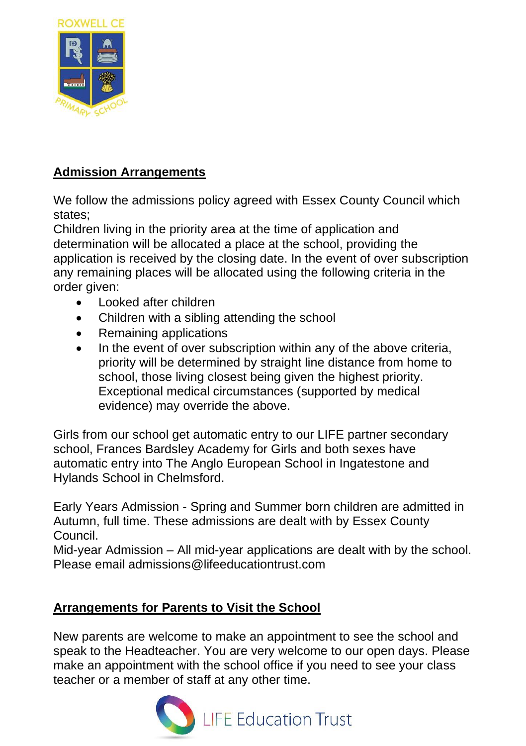## Admission Arrangements

We follow the admissions policy agreed with Essex County Council which states;
Children living in the priority area at the time of application and determination will be allocated a place at the school, providing the application is received by the closing date. In the event of over subscription any remaining places will be allocated using the following criteria in the order given:

- Looked after children
- Children with a sibling attending the school
- Remaining applications
- In the event of over subscription within any of the above criteria, priority will be determined by straight line distance from home to school, those living closest being given the highest priority. Exceptional medical circumstances (supported by medical evidence) may override the above.

Girls from our school get automatic entry to our LIFE partner secondary school, Frances Bardsley Academy for Girls and both sexes have automatic entry into The Anglo European School in Ingatestone and Hylands School in Chelmsford.

Early Years Admission - Spring and Summer born children are admitted in Autumn, full time. These admissions are dealt with by Essex County Council.
Mid-year Admission – All mid-year applications are dealt with by the school. Please email admissions@lifeeducationtrust.com

## Arrangements for Parents to Visit the School

New parents are welcome to make an appointment to see the school and speak to the Headteacher. You are very welcome to our open days. Please make an appointment with the school office if you need to see your class teacher or a member of staff at any other time.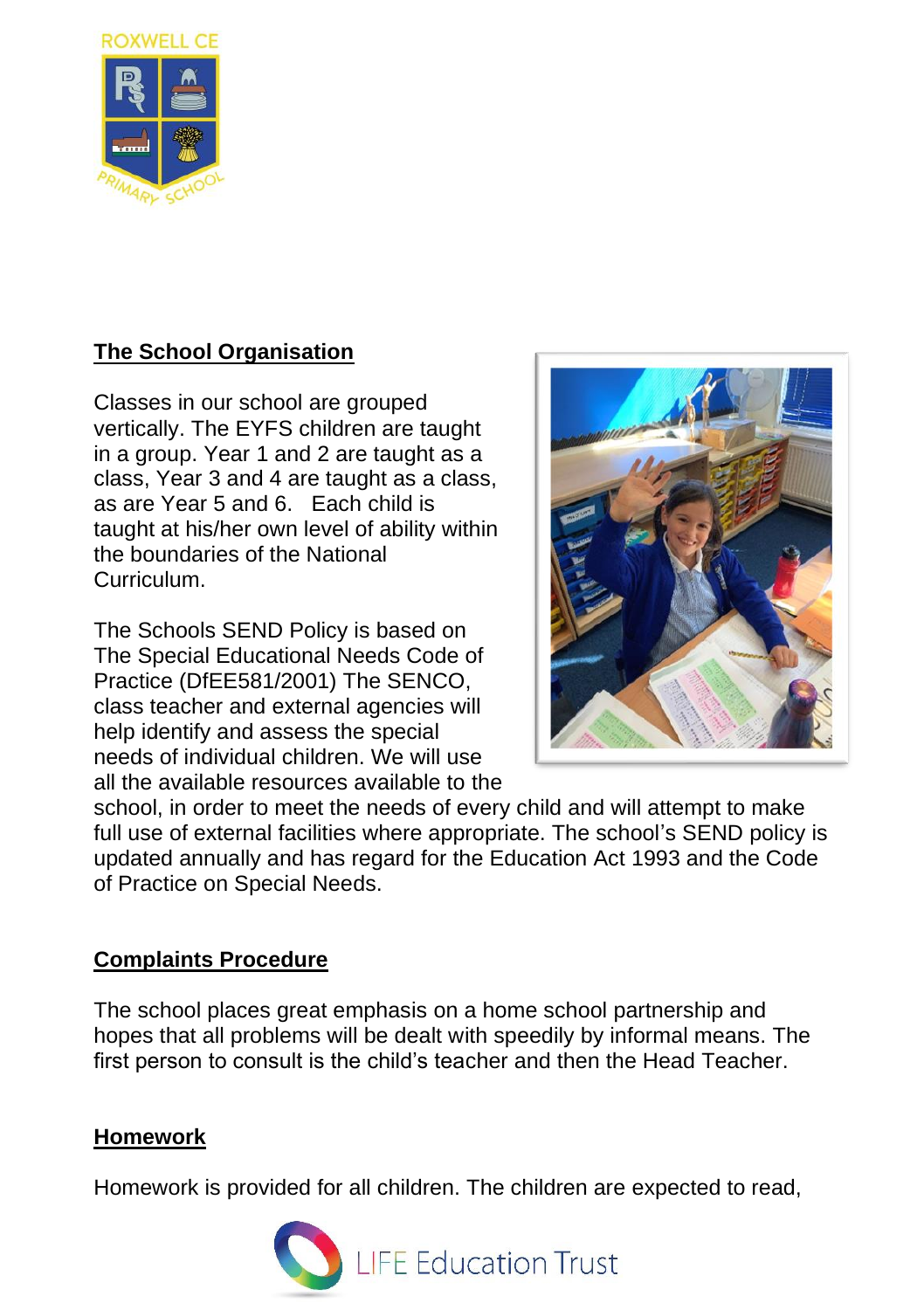## The School Organisation

Classes in our school are grouped vertically. The EYFS children are taught in a group. Year 1 and 2 are taught as a class, Year 3 and 4 are taught as a class, as are Year 5 and 6. Each child is taught at his/her own level of ability within the boundaries of the National Curriculum.

The Schools SEND Policy is based on The Special Educational Needs Code of Practice (DfEE581/2001) The SENCO, class teacher and external agencies will help identify and assess the special needs of individual children. We will use all the available resources available to the school, in order to meet the needs of every child and will attempt to make full use of external facilities where appropriate. The school's SEND policy is updated annually and has regard for the Education Act 1993 and the Code of Practice on Special Needs.

## Complaints Procedure

The school places great emphasis on a home school partnership and hopes that all problems will be dealt with speedily by informal means. The first person to consult is the child's teacher and then the Head Teacher.

## Homework

Homework is provided for all children. The children are expected to read,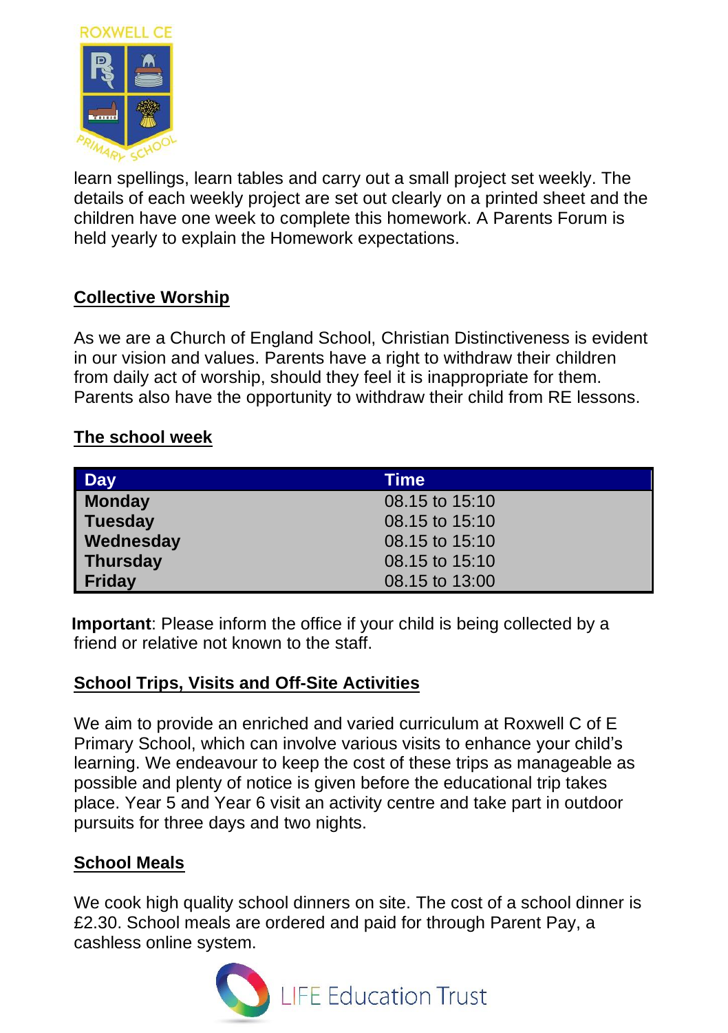learn spellings, learn tables and carry out a small project set weekly. The details of each weekly project are set out clearly on a printed sheet and the children have one week to complete this homework. A Parents Forum is held yearly to explain the Homework expectations.

## Collective Worship

As we are a Church of England School, Christian Distinctiveness is evident in our vision and values. Parents have a right to withdraw their children from daily act of worship, should they feel it is inappropriate for them. Parents also have the opportunity to withdraw their child from RE lessons.

## The school week

| Day | Time |
| --- | --- |
| **Monday** | 08.15 to 15:10 |
| **Tuesday** | 08.15 to 15:10 |
| **Wednesday** | 08.15 to 15:10 |
| **Thursday** | 08.15 to 15:10 |
| **Friday** | 08.15 to 13:00 |

**Important**: Please inform the office if your child is being collected by a friend or relative not known to the staff.

## School Trips, Visits and Off-Site Activities

We aim to provide an enriched and varied curriculum at Roxwell C of E Primary School, which can involve various visits to enhance your child's learning. We endeavour to keep the cost of these trips as manageable as possible and plenty of notice is given before the educational trip takes place. Year 5 and Year 6 visit an activity centre and take part in outdoor pursuits for three days and two nights.

## School Meals

We cook high quality school dinners on site. The cost of a school dinner is £2.30. School meals are ordered and paid for through Parent Pay, a cashless online system.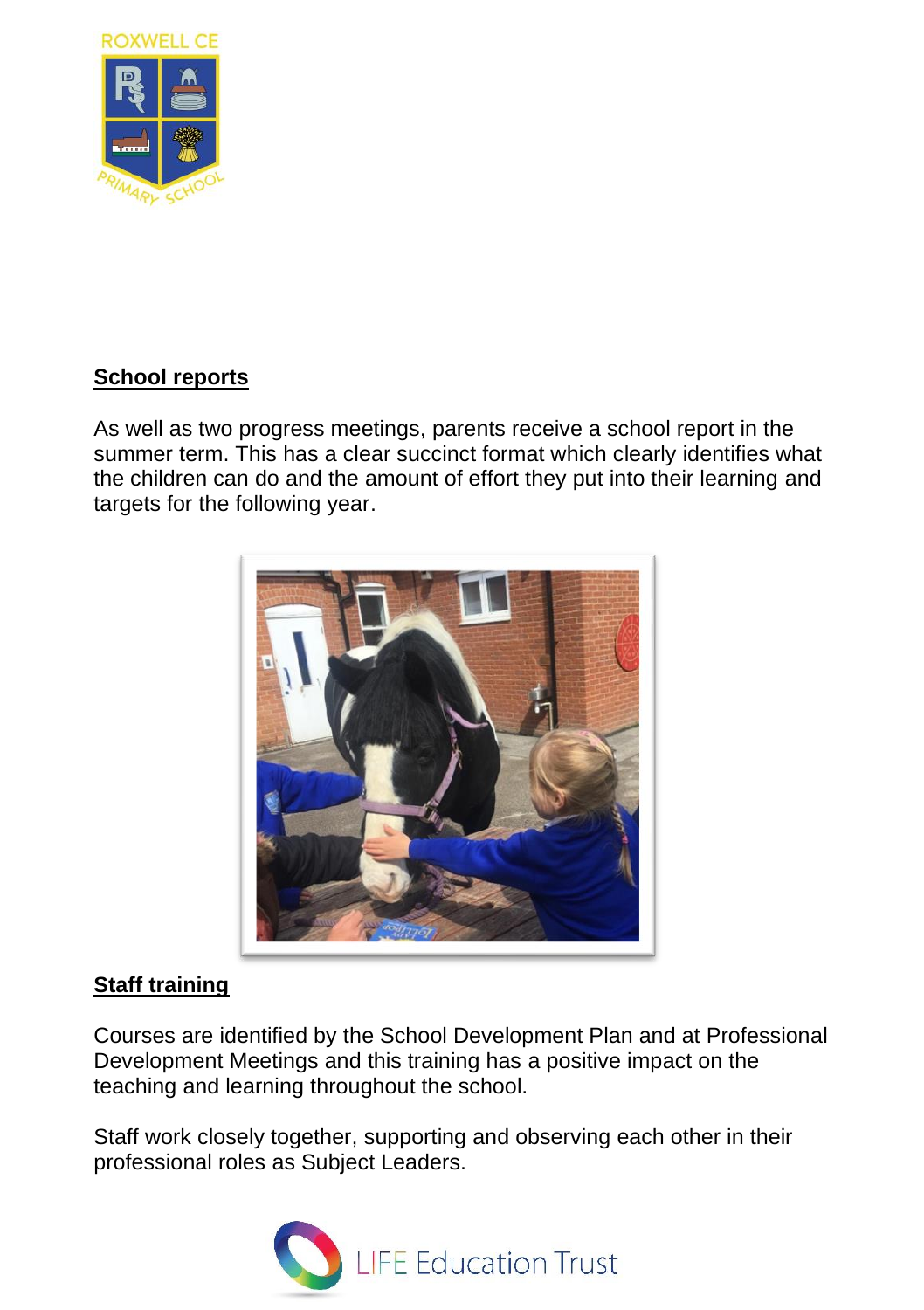## School reports

As well as two progress meetings, parents receive a school report in the summer term. This has a clear succinct format which clearly identifies what the children can do and the amount of effort they put into their learning and targets for the following year.

## Staff training

Courses are identified by the School Development Plan and at Professional Development Meetings and this training has a positive impact on the teaching and learning throughout the school.

Staff work closely together, supporting and observing each other in their professional roles as Subject Leaders.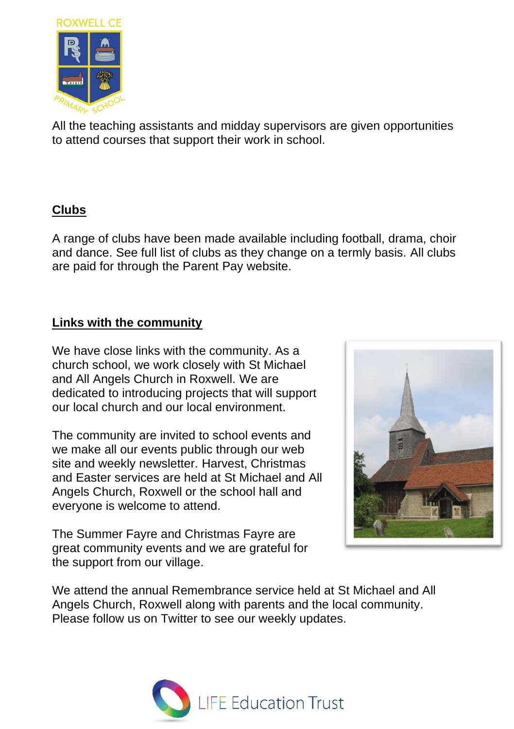All the teaching assistants and midday supervisors are given opportunities to attend courses that support their work in school.

## Clubs

A range of clubs have been made available including football, drama, choir and dance. See full list of clubs as they change on a termly basis. All clubs are paid for through the Parent Pay website.

## Links with the community

We have close links with the community. As a church school, we work closely with St Michael and All Angels Church in Roxwell. We are dedicated to introducing projects that will support our local church and our local environment.

The community are invited to school events and we make all our events public through our web site and weekly newsletter. Harvest, Christmas and Easter services are held at St Michael and All Angels Church, Roxwell or the school hall and everyone is welcome to attend.

The Summer Fayre and Christmas Fayre are great community events and we are grateful for the support from our village.

We attend the annual Remembrance service held at St Michael and All Angels Church, Roxwell along with parents and the local community. Please follow us on Twitter to see our weekly updates.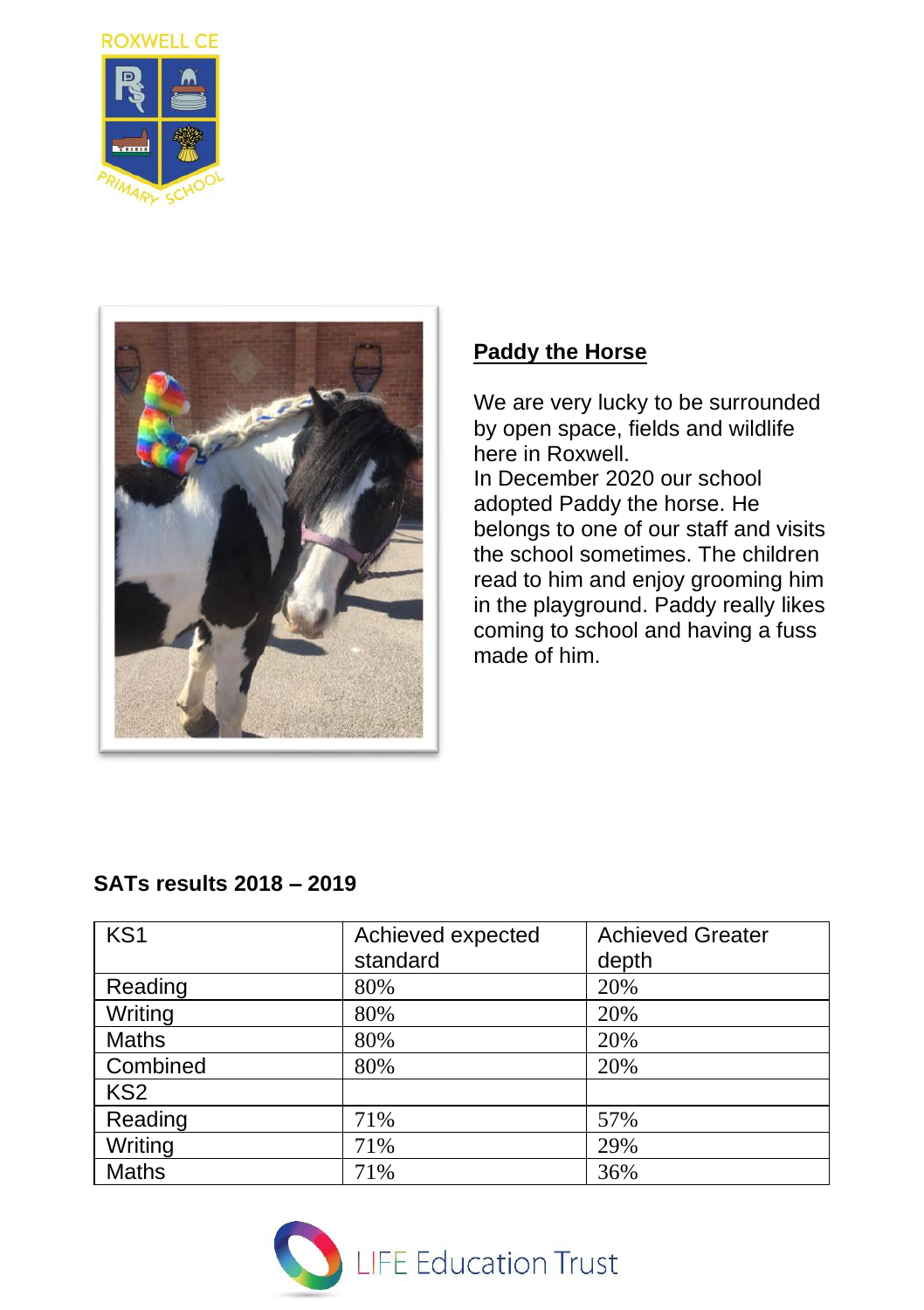## Paddy the Horse

We are very lucky to be surrounded by open space, fields and wildlife here in Roxwell.
In December 2020 our school adopted Paddy the horse. He belongs to one of our staff and visits the school sometimes. The children read to him and enjoy grooming him in the playground. Paddy really likes coming to school and having a fuss made of him.

**SATs results 2018 – 2019**

| KS1 | Achieved expected standard | Achieved Greater depth |
|---|---|---|
| Reading | 80% | 20% |
| Writing | 80% | 20% |
| Maths | 80% | 20% |
| Combined | 80% | 20% |
| KS2 | | |
| Reading | 71% | 57% |
| Writing | 71% | 29% |
| Maths | 71% | 36% |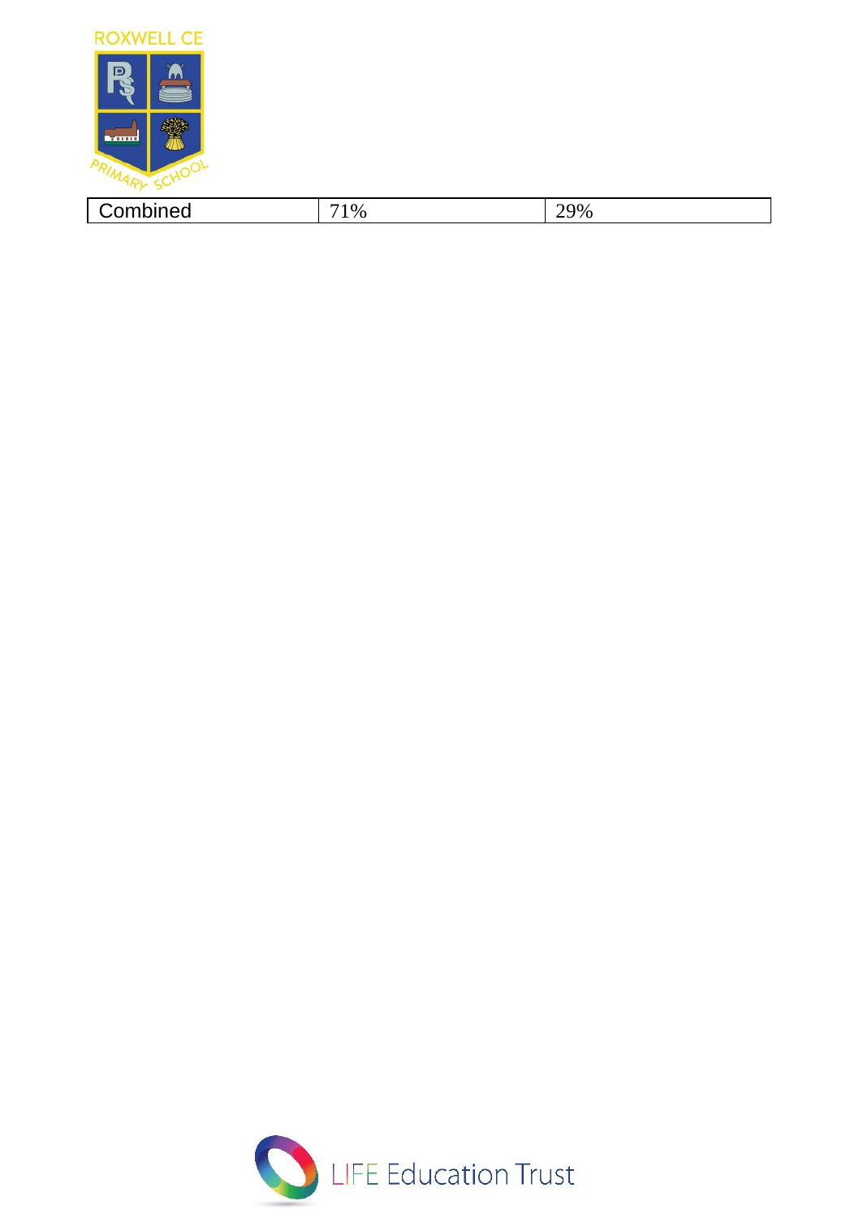| | | |
|---|---|---|
| Combined | 71% | 29% |